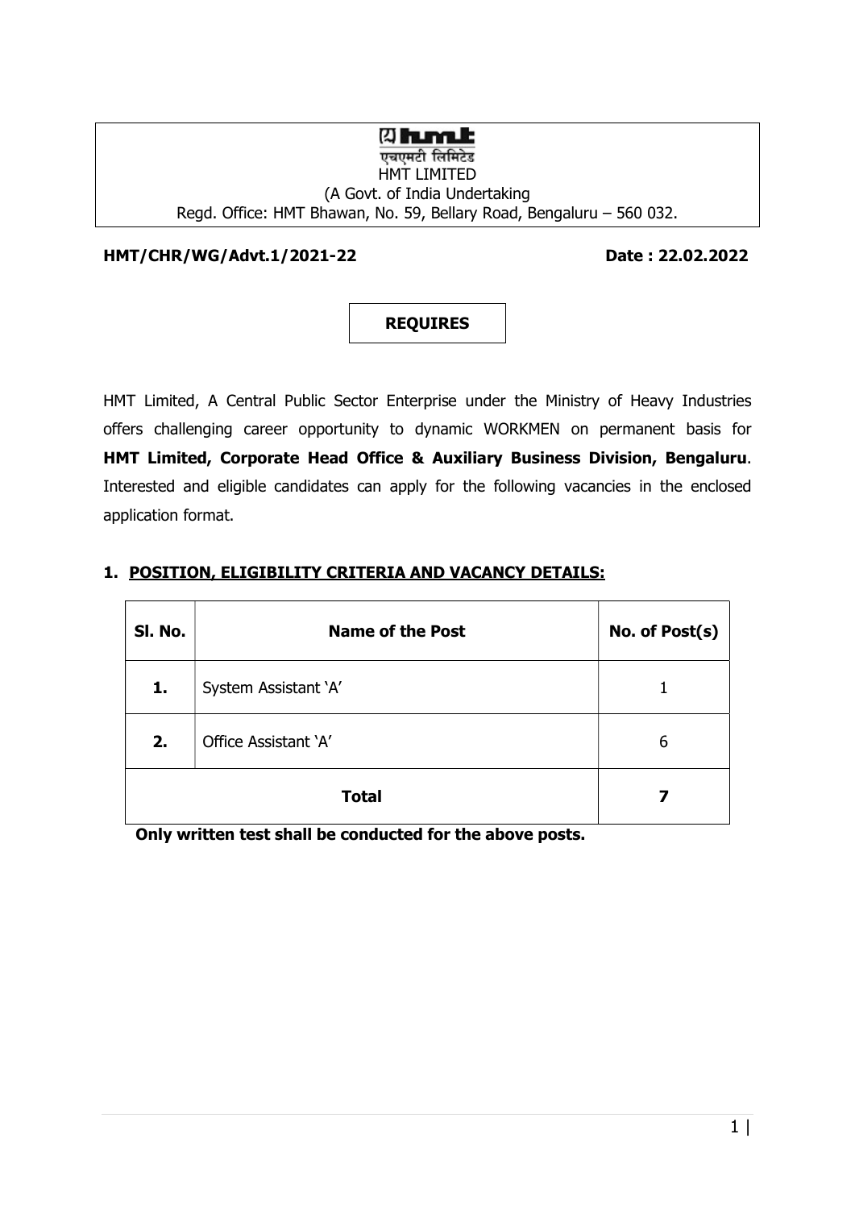एचएमटी लिमिटेड
HMT LIMITED
(A Govt. of India Undertaking
Regd. Office: HMT Bhawan, No. 59, Bellary Road, Bengaluru – 560 032.

**HMT/CHR/WG/Advt.1/2021-22** **Date : 22.02.2022**

**REQUIRES**

HMT Limited, A Central Public Sector Enterprise under the Ministry of Heavy Industries offers challenging career opportunity to dynamic WORKMEN on permanent basis for **HMT Limited, Corporate Head Office & Auxiliary Business Division, Bengaluru**. Interested and eligible candidates can apply for the following vacancies in the enclosed application format.

## 1. POSITION, ELIGIBILITY CRITERIA AND VACANCY DETAILS:

| Sl. No. | Name of the Post | No. of Post(s) |
|---|---|---|
| **1.** | System Assistant 'A' | 1 |
| **2.** | Office Assistant 'A' | 6 |
| **Total** | | **7** |

**Only written test shall be conducted for the above posts.**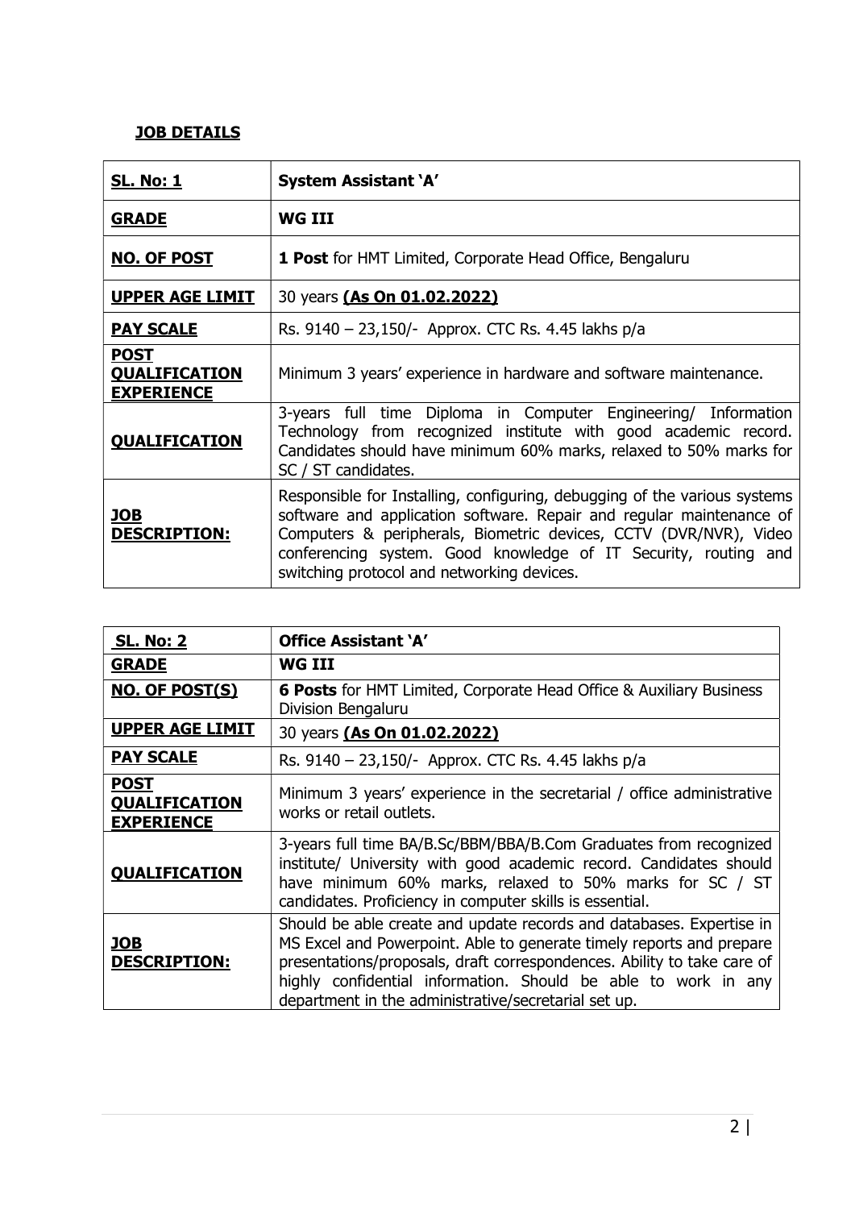## JOB DETAILS

| **SL. No: 1** | **System Assistant 'A'** |
|---|---|
| **GRADE** | **WG III** |
| **NO. OF POST** | **1 Post** for HMT Limited, Corporate Head Office, Bengaluru |
| **UPPER AGE LIMIT** | 30 years **(As On 01.02.2022)** |
| **PAY SCALE** | Rs. 9140 – 23,150/- Approx. CTC Rs. 4.45 lakhs p/a |
| **POST QUALIFICATION EXPERIENCE** | Minimum 3 years' experience in hardware and software maintenance. |
| **QUALIFICATION** | 3-years full time Diploma in Computer Engineering/ Information Technology from recognized institute with good academic record. Candidates should have minimum 60% marks, relaxed to 50% marks for SC / ST candidates. |
| **JOB DESCRIPTION:** | Responsible for Installing, configuring, debugging of the various systems software and application software. Repair and regular maintenance of Computers & peripherals, Biometric devices, CCTV (DVR/NVR), Video conferencing system. Good knowledge of IT Security, routing and switching protocol and networking devices. |

| **SL. No: 2** | **Office Assistant 'A'** |
|---|---|
| **GRADE** | **WG III** |
| **NO. OF POST(S)** | **6 Posts** for HMT Limited, Corporate Head Office & Auxiliary Business Division Bengaluru |
| **UPPER AGE LIMIT** | 30 years **(As On 01.02.2022)** |
| **PAY SCALE** | Rs. 9140 – 23,150/- Approx. CTC Rs. 4.45 lakhs p/a |
| **POST QUALIFICATION EXPERIENCE** | Minimum 3 years' experience in the secretarial / office administrative works or retail outlets. |
| **QUALIFICATION** | 3-years full time BA/B.Sc/BBM/BBA/B.Com Graduates from recognized institute/ University with good academic record. Candidates should have minimum 60% marks, relaxed to 50% marks for SC / ST candidates. Proficiency in computer skills is essential. |
| **JOB DESCRIPTION:** | Should be able create and update records and databases. Expertise in MS Excel and Powerpoint. Able to generate timely reports and prepare presentations/proposals, draft correspondences. Ability to take care of highly confidential information. Should be able to work in any department in the administrative/secretarial set up. |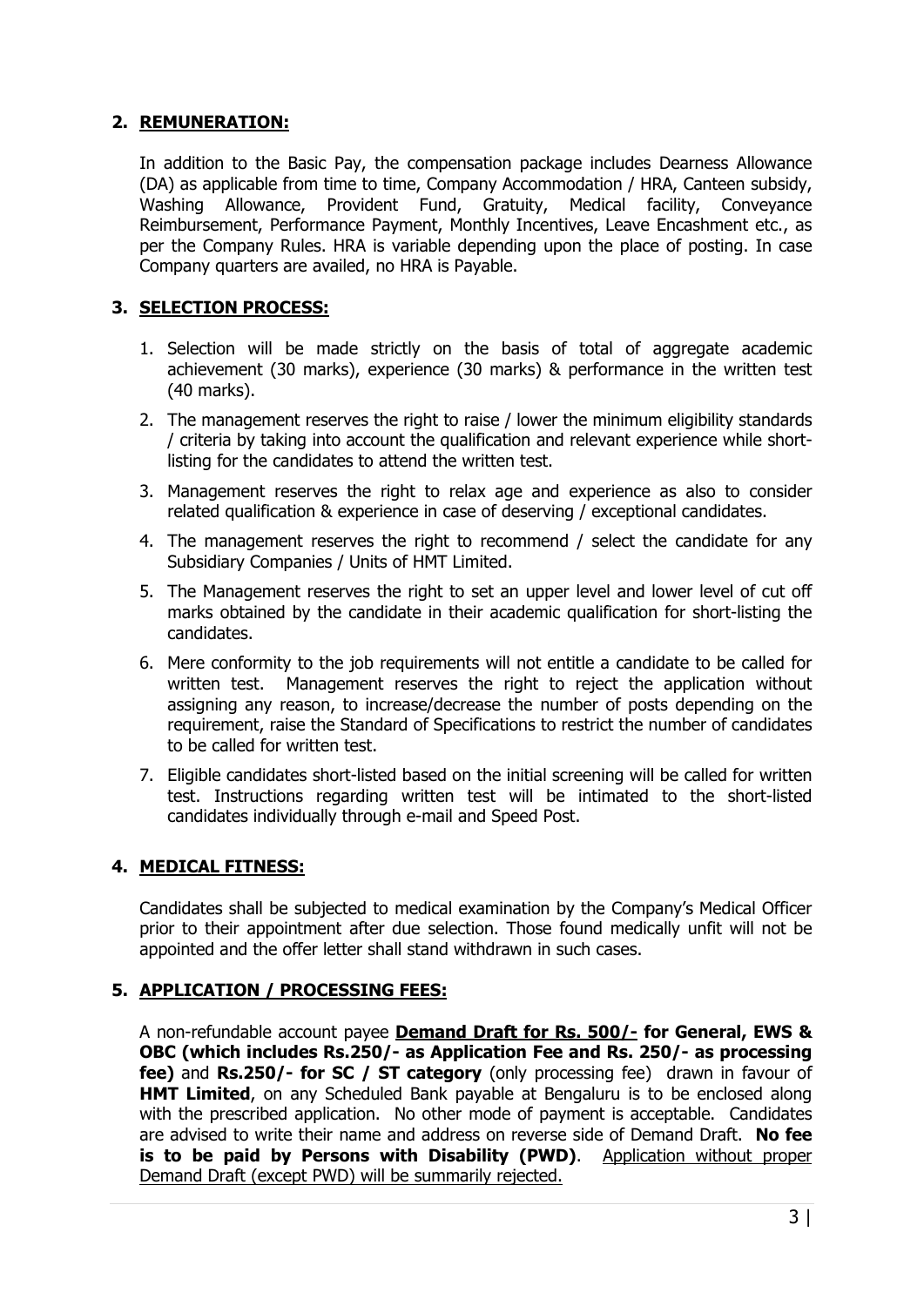## 2. REMUNERATION:

In addition to the Basic Pay, the compensation package includes Dearness Allowance (DA) as applicable from time to time, Company Accommodation / HRA, Canteen subsidy, Washing Allowance, Provident Fund, Gratuity, Medical facility, Conveyance Reimbursement, Performance Payment, Monthly Incentives, Leave Encashment etc., as per the Company Rules. HRA is variable depending upon the place of posting. In case Company quarters are availed, no HRA is Payable.

## 3. SELECTION PROCESS:

1. Selection will be made strictly on the basis of total of aggregate academic achievement (30 marks), experience (30 marks) & performance in the written test (40 marks).
2. The management reserves the right to raise / lower the minimum eligibility standards / criteria by taking into account the qualification and relevant experience while short-listing for the candidates to attend the written test.
3. Management reserves the right to relax age and experience as also to consider related qualification & experience in case of deserving / exceptional candidates.
4. The management reserves the right to recommend / select the candidate for any Subsidiary Companies / Units of HMT Limited.
5. The Management reserves the right to set an upper level and lower level of cut off marks obtained by the candidate in their academic qualification for short-listing the candidates.
6. Mere conformity to the job requirements will not entitle a candidate to be called for written test. Management reserves the right to reject the application without assigning any reason, to increase/decrease the number of posts depending on the requirement, raise the Standard of Specifications to restrict the number of candidates to be called for written test.
7. Eligible candidates short-listed based on the initial screening will be called for written test. Instructions regarding written test will be intimated to the short-listed candidates individually through e-mail and Speed Post.

## 4. MEDICAL FITNESS:

Candidates shall be subjected to medical examination by the Company's Medical Officer prior to their appointment after due selection. Those found medically unfit will not be appointed and the offer letter shall stand withdrawn in such cases.

## 5. APPLICATION / PROCESSING FEES:

A non-refundable account payee **Demand Draft for Rs. 500/- for General, EWS & OBC (which includes Rs.250/- as Application Fee and Rs. 250/- as processing fee)** and **Rs.250/- for SC / ST category** (only processing fee) drawn in favour of **HMT Limited**, on any Scheduled Bank payable at Bengaluru is to be enclosed along with the prescribed application. No other mode of payment is acceptable. Candidates are advised to write their name and address on reverse side of Demand Draft. **No fee is to be paid by Persons with Disability (PWD)**. Application without proper Demand Draft (except PWD) will be summarily rejected.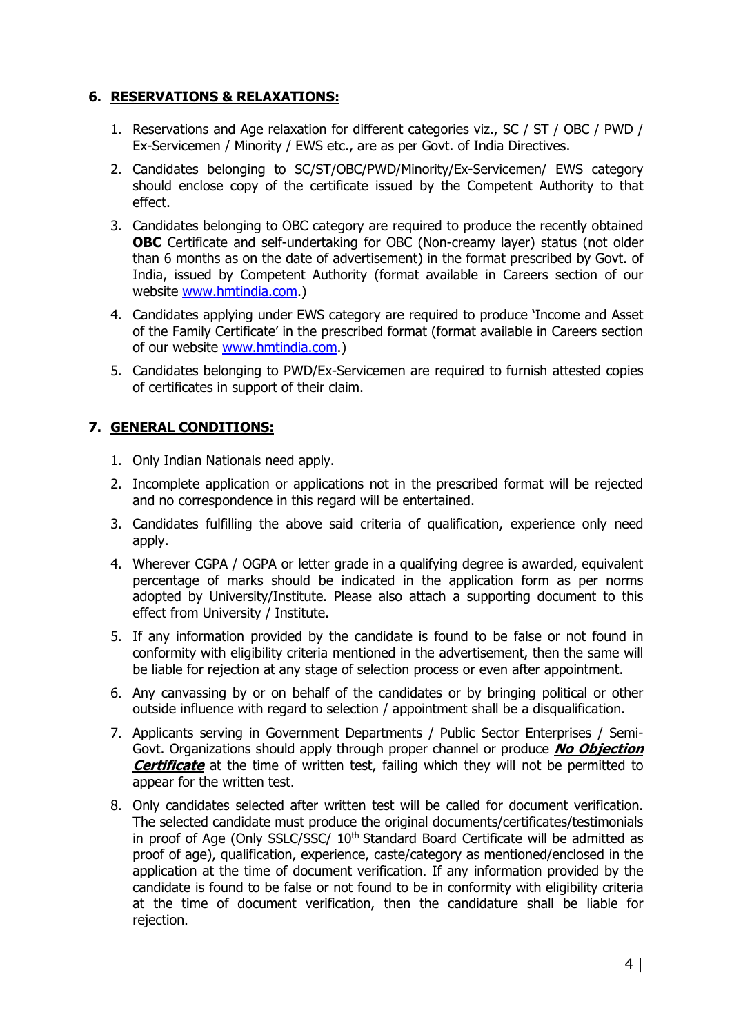## 6. RESERVATIONS & RELAXATIONS:

1. Reservations and Age relaxation for different categories viz., SC / ST / OBC / PWD / Ex-Servicemen / Minority / EWS etc., are as per Govt. of India Directives.
2. Candidates belonging to SC/ST/OBC/PWD/Minority/Ex-Servicemen/ EWS category should enclose copy of the certificate issued by the Competent Authority to that effect.
3. Candidates belonging to OBC category are required to produce the recently obtained **OBC** Certificate and self-undertaking for OBC (Non-creamy layer) status (not older than 6 months as on the date of advertisement) in the format prescribed by Govt. of India, issued by Competent Authority (format available in Careers section of our website www.hmtindia.com.)
4. Candidates applying under EWS category are required to produce 'Income and Asset of the Family Certificate' in the prescribed format (format available in Careers section of our website www.hmtindia.com.)
5. Candidates belonging to PWD/Ex-Servicemen are required to furnish attested copies of certificates in support of their claim.

## 7. GENERAL CONDITIONS:

1. Only Indian Nationals need apply.
2. Incomplete application or applications not in the prescribed format will be rejected and no correspondence in this regard will be entertained.
3. Candidates fulfilling the above said criteria of qualification, experience only need apply.
4. Wherever CGPA / OGPA or letter grade in a qualifying degree is awarded, equivalent percentage of marks should be indicated in the application form as per norms adopted by University/Institute. Please also attach a supporting document to this effect from University / Institute.
5. If any information provided by the candidate is found to be false or not found in conformity with eligibility criteria mentioned in the advertisement, then the same will be liable for rejection at any stage of selection process or even after appointment.
6. Any canvassing by or on behalf of the candidates or by bringing political or other outside influence with regard to selection / appointment shall be a disqualification.
7. Applicants serving in Government Departments / Public Sector Enterprises / Semi-Govt. Organizations should apply through proper channel or produce ***No Objection Certificate*** at the time of written test, failing which they will not be permitted to appear for the written test.
8. Only candidates selected after written test will be called for document verification. The selected candidate must produce the original documents/certificates/testimonials in proof of Age (Only SSLC/SSC/ 10th Standard Board Certificate will be admitted as proof of age), qualification, experience, caste/category as mentioned/enclosed in the application at the time of document verification. If any information provided by the candidate is found to be false or not found to be in conformity with eligibility criteria at the time of document verification, then the candidature shall be liable for rejection.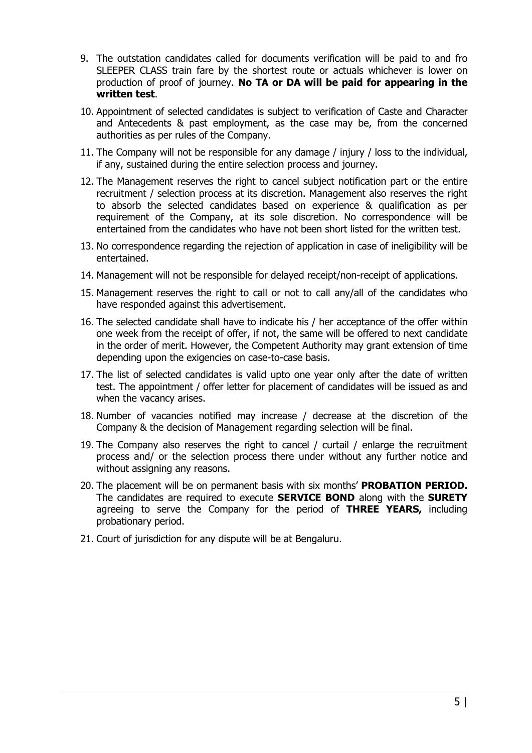9. The outstation candidates called for documents verification will be paid to and fro SLEEPER CLASS train fare by the shortest route or actuals whichever is lower on production of proof of journey. **No TA or DA will be paid for appearing in the written test**.

10. Appointment of selected candidates is subject to verification of Caste and Character and Antecedents & past employment, as the case may be, from the concerned authorities as per rules of the Company.

11. The Company will not be responsible for any damage / injury / loss to the individual, if any, sustained during the entire selection process and journey.

12. The Management reserves the right to cancel subject notification part or the entire recruitment / selection process at its discretion. Management also reserves the right to absorb the selected candidates based on experience & qualification as per requirement of the Company, at its sole discretion. No correspondence will be entertained from the candidates who have not been short listed for the written test.

13. No correspondence regarding the rejection of application in case of ineligibility will be entertained.

14. Management will not be responsible for delayed receipt/non-receipt of applications.

15. Management reserves the right to call or not to call any/all of the candidates who have responded against this advertisement.

16. The selected candidate shall have to indicate his / her acceptance of the offer within one week from the receipt of offer, if not, the same will be offered to next candidate in the order of merit. However, the Competent Authority may grant extension of time depending upon the exigencies on case-to-case basis.

17. The list of selected candidates is valid upto one year only after the date of written test. The appointment / offer letter for placement of candidates will be issued as and when the vacancy arises.

18. Number of vacancies notified may increase / decrease at the discretion of the Company & the decision of Management regarding selection will be final.

19. The Company also reserves the right to cancel / curtail / enlarge the recruitment process and/ or the selection process there under without any further notice and without assigning any reasons.

20. The placement will be on permanent basis with six months' **PROBATION PERIOD.** The candidates are required to execute **SERVICE BOND** along with the **SURETY** agreeing to serve the Company for the period of **THREE YEARS,** including probationary period.

21. Court of jurisdiction for any dispute will be at Bengaluru.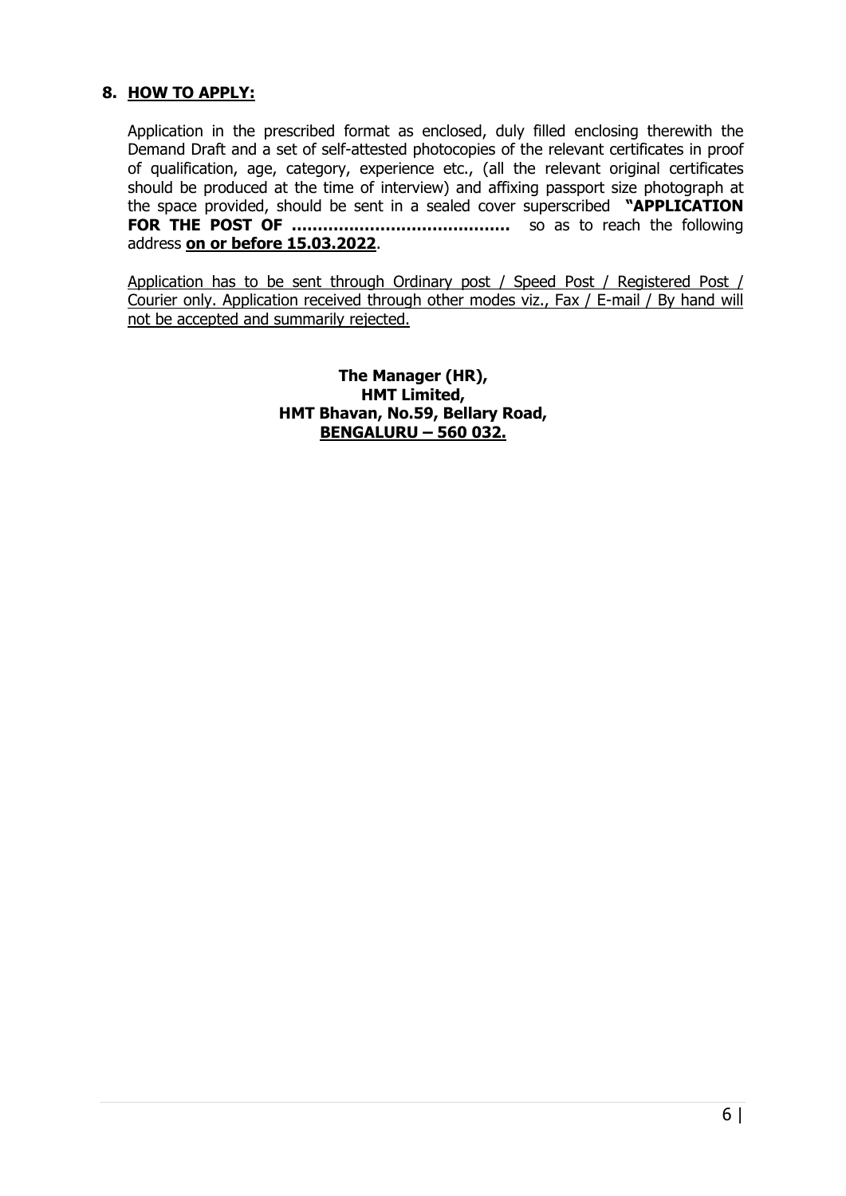## 8. HOW TO APPLY:

Application in the prescribed format as enclosed, duly filled enclosing therewith the Demand Draft and a set of self-attested photocopies of the relevant certificates in proof of qualification, age, category, experience etc., (all the relevant original certificates should be produced at the time of interview) and affixing passport size photograph at the space provided, should be sent in a sealed cover superscribed **"APPLICATION FOR THE POST OF ……………………………………** so as to reach the following address **on or before 15.03.2022**.

Application has to be sent through Ordinary post / Speed Post / Registered Post / Courier only. Application received through other modes viz., Fax / E-mail / By hand will not be accepted and summarily rejected.

**The Manager (HR),**
**HMT Limited,**
**HMT Bhavan, No.59, Bellary Road,**
**BENGALURU – 560 032.**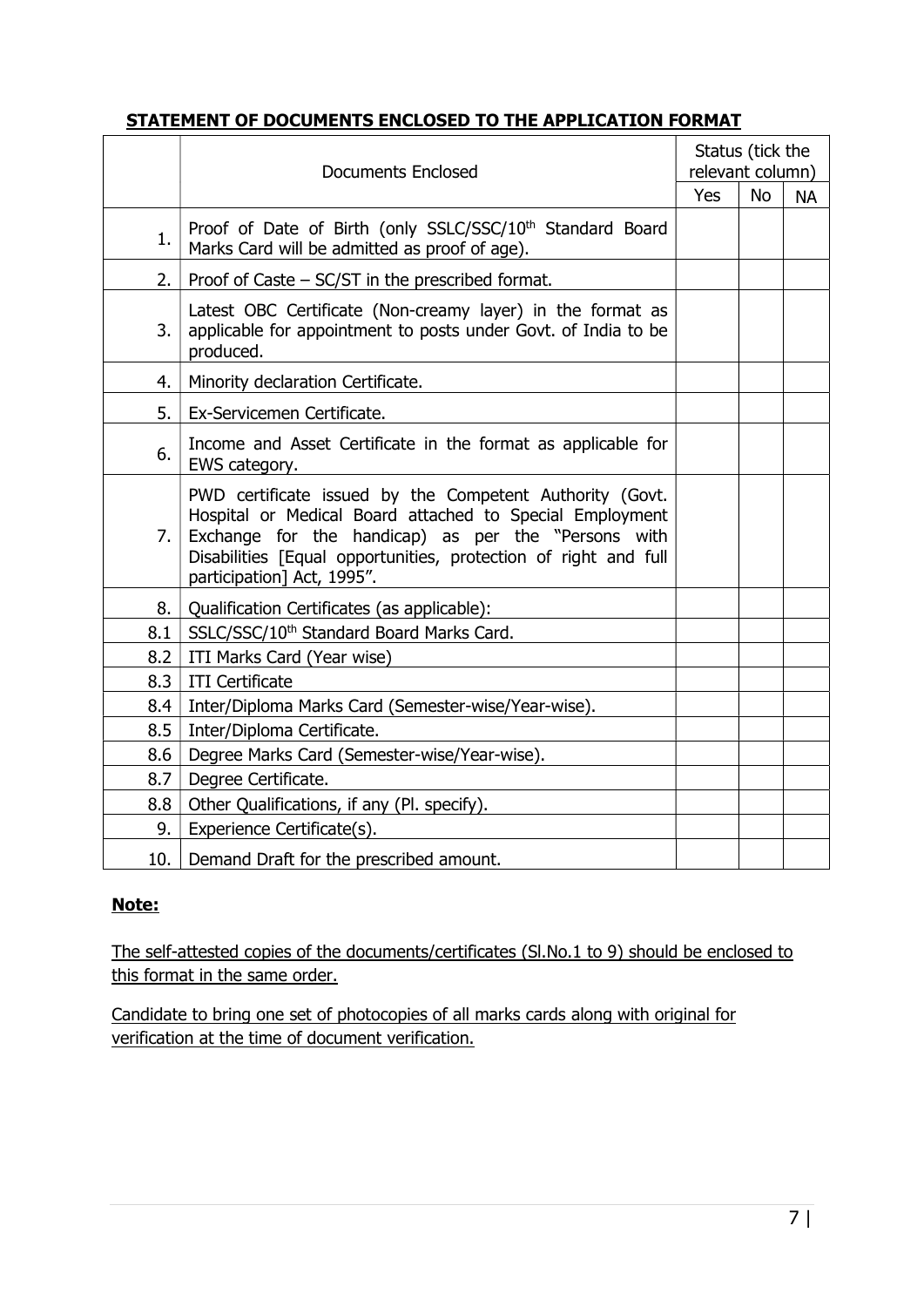**STATEMENT OF DOCUMENTS ENCLOSED TO THE APPLICATION FORMAT**

| | Documents Enclosed | Status (tick the relevant column) | | |
|---|---|---|---|---|
| | | Yes | No | NA |
| 1. | Proof of Date of Birth (only SSLC/SSC/10th Standard Board Marks Card will be admitted as proof of age). | | | |
| 2. | Proof of Caste – SC/ST in the prescribed format. | | | |
| 3. | Latest OBC Certificate (Non-creamy layer) in the format as applicable for appointment to posts under Govt. of India to be produced. | | | |
| 4. | Minority declaration Certificate. | | | |
| 5. | Ex-Servicemen Certificate. | | | |
| 6. | Income and Asset Certificate in the format as applicable for EWS category. | | | |
| 7. | PWD certificate issued by the Competent Authority (Govt. Hospital or Medical Board attached to Special Employment Exchange for the handicap) as per the "Persons with Disabilities [Equal opportunities, protection of right and full participation] Act, 1995". | | | |
| 8. | Qualification Certificates (as applicable): | | | |
| 8.1 | SSLC/SSC/10th Standard Board Marks Card. | | | |
| 8.2 | ITI Marks Card (Year wise) | | | |
| 8.3 | ITI Certificate | | | |
| 8.4 | Inter/Diploma Marks Card (Semester-wise/Year-wise). | | | |
| 8.5 | Inter/Diploma Certificate. | | | |
| 8.6 | Degree Marks Card (Semester-wise/Year-wise). | | | |
| 8.7 | Degree Certificate. | | | |
| 8.8 | Other Qualifications, if any (Pl. specify). | | | |
| 9. | Experience Certificate(s). | | | |
| 10. | Demand Draft for the prescribed amount. | | | |

**Note:**

The self-attested copies of the documents/certificates (Sl.No.1 to 9) should be enclosed to this format in the same order.

Candidate to bring one set of photocopies of all marks cards along with original for verification at the time of document verification.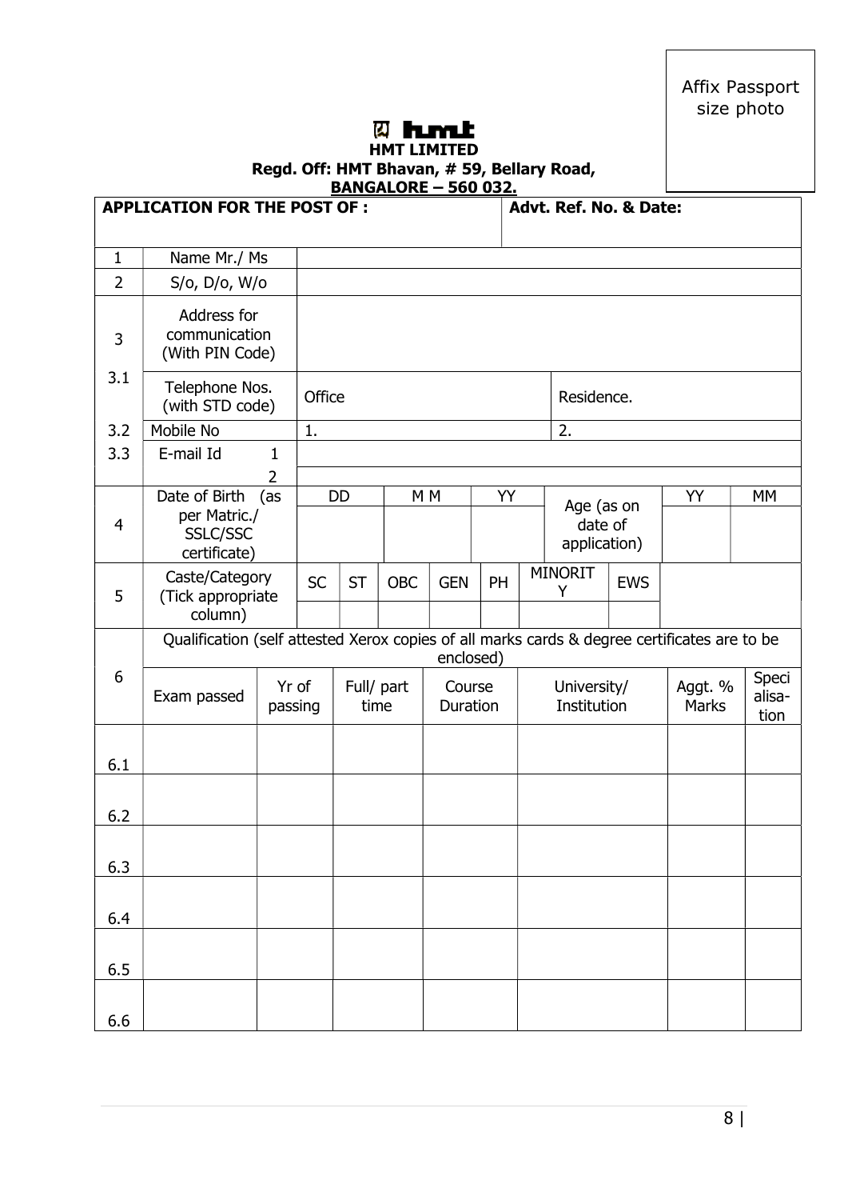Affix Passport size photo

**HMT LIMITED**

**Regd. Off: HMT Bhavan, # 59, Bellary Road,**

**BANGALORE – 560 032.**

| **APPLICATION FOR THE POST OF :** | | | **Advt. Ref. No. & Date:** | |
|---|---|---|---|---|
| 1 | Name Mr./ Ms | | | |
| 2 | S/o, D/o, W/o | | | |
| 3 | Address for communication (With PIN Code) | | | |
| 3.1 | Telephone Nos. (with STD code) | Office | Residence. | |
| 3.2 | Mobile No | 1. | 2. | |
| 3.3 | E-mail Id 1 | | | |
| | 2 | | | |

| | | DD | M M | YY | Age (as on date of application) | YY | MM |
|---|---|---|---|---|---|---|---|
| 4 | Date of Birth (as per Matric./ SSLC/SSC certificate) | | | | | | |

| | | SC | ST | OBC | GEN | PH | MINORITY | EWS |
|---|---|---|---|---|---|---|---|---|
| 5 | Caste/Category (Tick appropriate column) | | | | | | | |

| 6 | Qualification (self attested Xerox copies of all marks cards & degree certificates are to be enclosed) | | | | | | |
|---|---|---|---|---|---|---|---|
| | Exam passed | Yr of passing | Full/ part time | Course Duration | University/ Institution | Aggt. % Marks | Specialisation |
| 6.1 | | | | | | | |
| 6.2 | | | | | | | |
| 6.3 | | | | | | | |
| 6.4 | | | | | | | |
| 6.5 | | | | | | | |
| 6.6 | | | | | | | |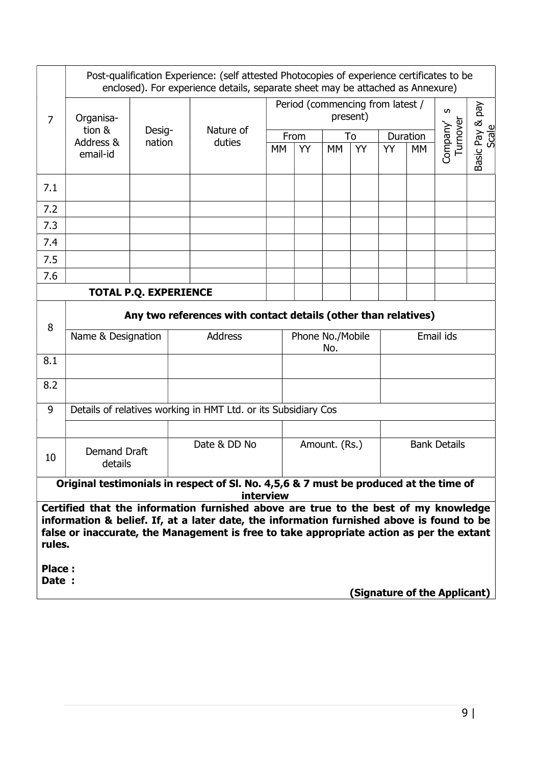| 7 | Post-qualification Experience: (self attested Photocopies of experience certificates to be enclosed). For experience details, separate sheet may be attached as Annexure) | | | | | | | | | | |
|---|---|---|---|---|---|---|---|---|---|---|---|
| | Organisa-tion & Address & email-id | Desig-nation | Nature of duties | Period (commencing from latest / present) | | | | | | Company's Turnover | Basic Pay & pay Scale |
| | | | | From | | To | | Duration | | | |
| | | | | MM | YY | MM | YY | YY | MM | | |
| 7.1 | | | | | | | | | | | |
| 7.2 | | | | | | | | | | | |
| 7.3 | | | | | | | | | | | |
| 7.4 | | | | | | | | | | | |
| 7.5 | | | | | | | | | | | |
| 7.6 | | | | | | | | | | | |
| | **TOTAL P.Q. EXPERIENCE** | | | | | | | | | | |

| 8 | **Any two references with contact details (other than relatives)** | | | |
|---|---|---|---|---|
| | Name & Designation | Address | Phone No./Mobile No. | Email ids |
| 8.1 | | | | |
| 8.2 | | | | |
| 9 | Details of relatives working in HMT Ltd. or its Subsidiary Cos | | | |
| | | | | |
| 10 | Demand Draft details | Date & DD No | Amount. (Rs.) | Bank Details |

**Original testimonials in respect of Sl. No. 4,5,6 & 7 must be produced at the time of interview**

**Certified that the information furnished above are true to the best of my knowledge information & belief. If, at a later date, the information furnished above is found to be false or inaccurate, the Management is free to take appropriate action as per the extant rules.**

**Place :**
**Date :**

**(Signature of the Applicant)**